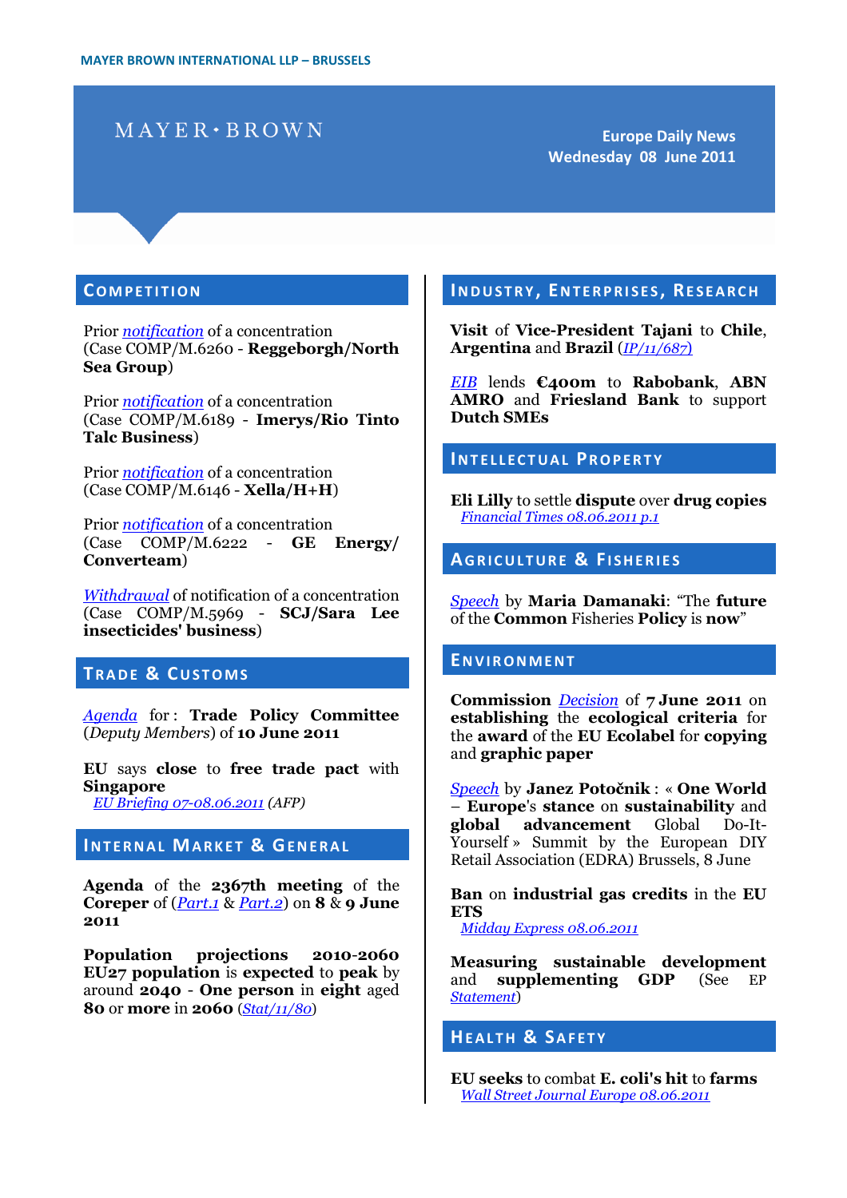MAYER BROWN INTERNATIONAL LLP – BRUSSELS

MAYER•BROWN

Europe Daily News
Wednesday 08 June 2011

## COMPETITION

Prior *notification* of a concentration (Case COMP/M.6260 - **Reggeborgh/North Sea Group**)

Prior *notification* of a concentration (Case COMP/M.6189 - **Imerys/Rio Tinto Talc Business**)

Prior *notification* of a concentration (Case COMP/M.6146 - **Xella/H+H**)

Prior *notification* of a concentration (Case COMP/M.6222 - **GE Energy/ Converteam**)

*Withdrawal* of notification of a concentration (Case COMP/M.5969 - **SCJ/Sara Lee insecticides' business**)

## TRADE & CUSTOMS

*Agenda* for : **Trade Policy Committee** (*Deputy Members*) of **10 June 2011**

**EU** says **close** to **free trade pact** with **Singapore**
*EU Briefing 07-08.06.2011* *(AFP)*

## INTERNAL MARKET & GENERAL

**Agenda** of the **2367th meeting** of the **Coreper** of (*Part.1* & *Part.2*) on **8** & **9 June 2011**

**Population projections 2010-2060 EU27 population** is **expected** to **peak** by around **2040** - **One person** in **eight** aged **80** or **more** in **2060** (*Stat/11/80*)

## INDUSTRY, ENTERPRISES, RESEARCH

**Visit** of **Vice-President Tajani** to **Chile**, **Argentina** and **Brazil** (*IP/11/687*)

*EIB* lends **€400m** to **Rabobank**, **ABN AMRO** and **Friesland Bank** to support **Dutch SMEs**

## INTELLECTUAL PROPERTY

**Eli Lilly** to settle **dispute** over **drug copies**
*Financial Times 08.06.2011 p.1*

## AGRICULTURE & FISHERIES

*Speech* by **Maria Damanaki**: "The **future** of the **Common** Fisheries **Policy** is **now**"

## ENVIRONMENT

**Commission** *Decision* of **7 June 2011** on **establishing** the **ecological criteria** for the **award** of the **EU Ecolabel** for **copying** and **graphic paper**

*Speech* by **Janez Potočnik** : « **One World** – **Europe**'s **stance** on **sustainability** and **global advancement** Global Do-It-Yourself » Summit by the European DIY Retail Association (EDRA) Brussels, 8 June

**Ban** on **industrial gas credits** in the **EU ETS**
*Midday Express 08.06.2011*

**Measuring sustainable development** and **supplementing GDP** (See EP *Statement*)

## HEALTH & SAFETY

**EU seeks** to combat **E. coli's hit** to **farms**
*Wall Street Journal Europe 08.06.2011*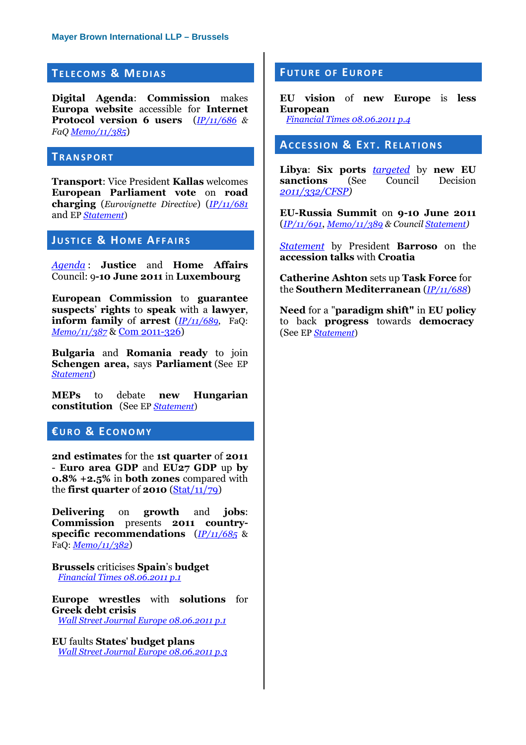## TELECOMS & MEDIAS

**Digital Agenda**: **Commission** makes **Europa website** accessible for **Internet Protocol version 6 users** (*IP/11/686* & *FaQ Memo/11/385*)

## TRANSPORT

**Transport**: Vice President **Kallas** welcomes **European Parliament vote** on **road charging** (*Eurovignette Directive*) (*IP/11/681* and EP *Statement*)

## JUSTICE & HOME AFFAIRS

*Agenda* : **Justice** and **Home Affairs** Council: 9-**10 June 2011** in **Luxembourg**

**European Commission** to **guarantee suspects**' **rights** to **speak** with a **lawyer**, **inform family** of **arrest** (*IP/11/689*, FaQ: *Memo/11/387* & Com 2011-326)

**Bulgaria** and **Romania ready** to join **Schengen area,** says **Parliament** (See EP *Statement*)

**MEPs** to debate **new Hungarian constitution** (See EP *Statement*)

## €URO & ECONOMY

**2nd estimates** for the **1st quarter** of **2011** - **Euro area GDP** and **EU27 GDP** up **by 0.8% +2.5%** in **both zones** compared with the **first quarter** of **2010** (Stat/11/79)

**Delivering** on **growth** and **jobs**: **Commission** presents **2011 country-specific recommendations** (*IP/11/685* & FaQ: *Memo/11/382*)

**Brussels** criticises **Spain**'s **budget**
*Financial Times 08.06.2011 p.1*

**Europe wrestles** with **solutions** for **Greek debt crisis**
*Wall Street Journal Europe 08.06.2011 p.1*

EU faults **States**' **budget plans**
*Wall Street Journal Europe 08.06.2011 p.3*

## FUTURE OF EUROPE

**EU vision** of **new Europe** is **less European**
*Financial Times 08.06.2011 p.4*

## ACCESSION & EXT. RELATIONS

**Libya**: **Six ports** *targeted* by **new EU sanctions** (See Council Decision *2011/332/CFSP*)

**EU-Russia Summit** on **9-10 June 2011** (*IP/11/691*, *Memo/11/389* & *Council Statement*)

*Statement* by President **Barroso** on the **accession talks** with **Croatia**

**Catherine Ashton** sets up **Task Force** for the **Southern Mediterranean** (*IP/11/688*)

**Need** for a "**paradigm shift"** in **EU policy** to back **progress** towards **democracy** (See EP *Statement*)